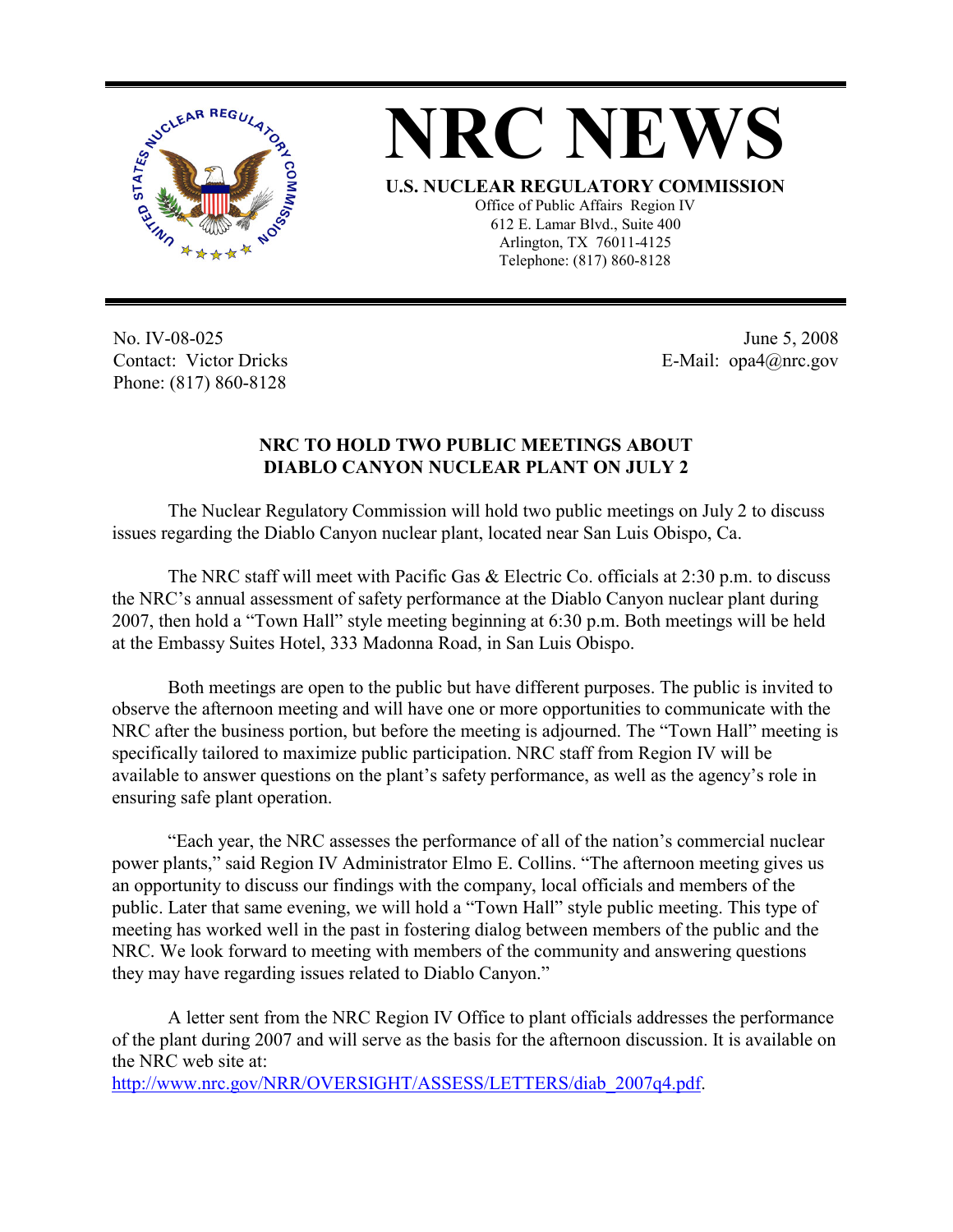# NRC NEWS

**U.S. NUCLEAR REGULATORY COMMISSION**

Office of Public Affairs Region IV
612 E. Lamar Blvd., Suite 400
Arlington, TX 76011-4125
Telephone: (817) 860-8128

No. IV-08-025
Contact: Victor Dricks
Phone: (817) 860-8128

June 5, 2008
E-Mail: opa4@nrc.gov

## NRC TO HOLD TWO PUBLIC MEETINGS ABOUT DIABLO CANYON NUCLEAR PLANT ON JULY 2

The Nuclear Regulatory Commission will hold two public meetings on July 2 to discuss issues regarding the Diablo Canyon nuclear plant, located near San Luis Obispo, Ca.

The NRC staff will meet with Pacific Gas & Electric Co. officials at 2:30 p.m. to discuss the NRC's annual assessment of safety performance at the Diablo Canyon nuclear plant during 2007, then hold a "Town Hall" style meeting beginning at 6:30 p.m. Both meetings will be held at the Embassy Suites Hotel, 333 Madonna Road, in San Luis Obispo.

Both meetings are open to the public but have different purposes. The public is invited to observe the afternoon meeting and will have one or more opportunities to communicate with the NRC after the business portion, but before the meeting is adjourned. The "Town Hall" meeting is specifically tailored to maximize public participation. NRC staff from Region IV will be available to answer questions on the plant's safety performance, as well as the agency's role in ensuring safe plant operation.

"Each year, the NRC assesses the performance of all of the nation's commercial nuclear power plants," said Region IV Administrator Elmo E. Collins. "The afternoon meeting gives us an opportunity to discuss our findings with the company, local officials and members of the public. Later that same evening, we will hold a "Town Hall" style public meeting. This type of meeting has worked well in the past in fostering dialog between members of the public and the NRC. We look forward to meeting with members of the community and answering questions they may have regarding issues related to Diablo Canyon."

A letter sent from the NRC Region IV Office to plant officials addresses the performance of the plant during 2007 and will serve as the basis for the afternoon discussion. It is available on the NRC web site at:
http://www.nrc.gov/NRR/OVERSIGHT/ASSESS/LETTERS/diab_2007q4.pdf.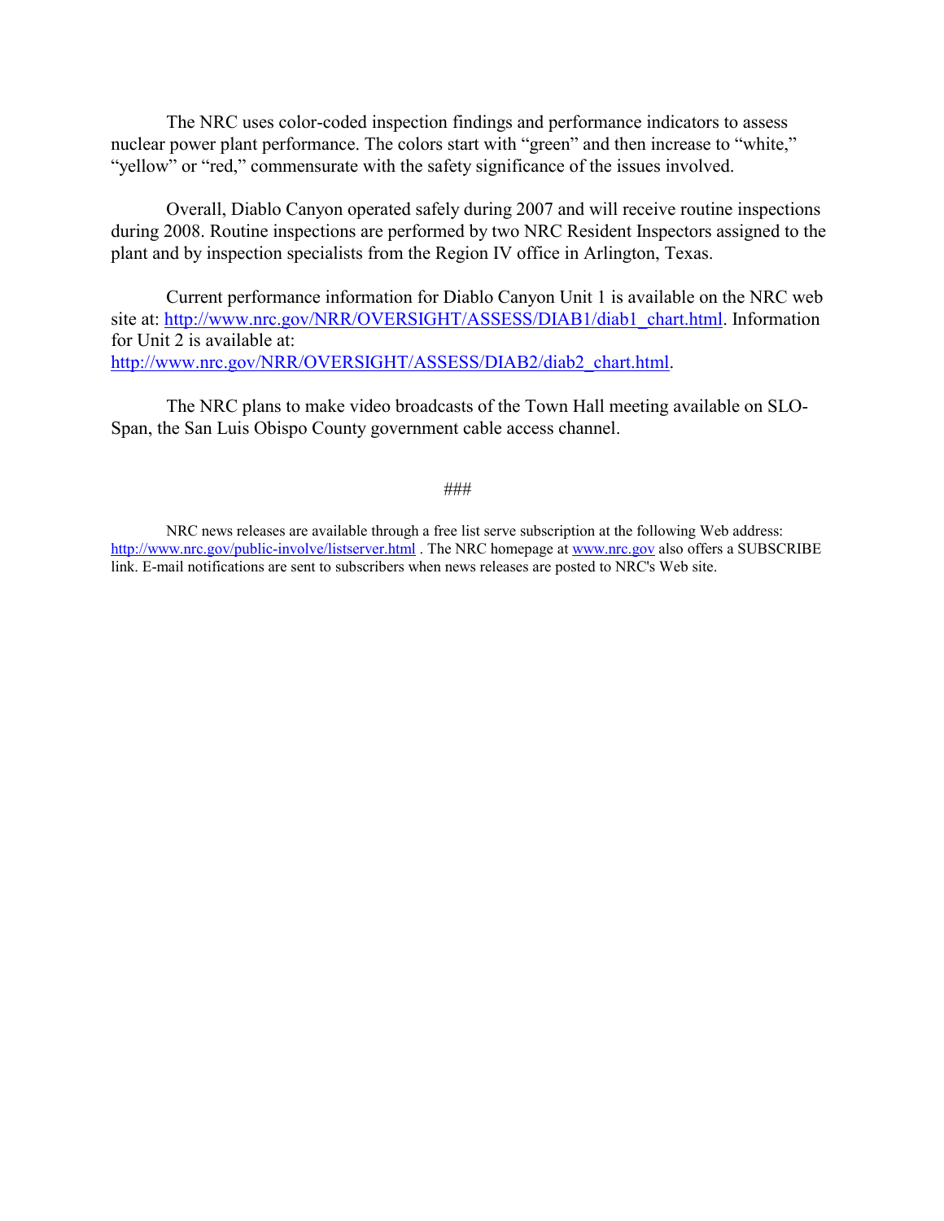The NRC uses color-coded inspection findings and performance indicators to assess nuclear power plant performance. The colors start with "green" and then increase to "white," "yellow" or "red," commensurate with the safety significance of the issues involved.

Overall, Diablo Canyon operated safely during 2007 and will receive routine inspections during 2008. Routine inspections are performed by two NRC Resident Inspectors assigned to the plant and by inspection specialists from the Region IV office in Arlington, Texas.

Current performance information for Diablo Canyon Unit 1 is available on the NRC web site at: http://www.nrc.gov/NRR/OVERSIGHT/ASSESS/DIAB1/diab1_chart.html. Information for Unit 2 is available at: http://www.nrc.gov/NRR/OVERSIGHT/ASSESS/DIAB2/diab2_chart.html.

The NRC plans to make video broadcasts of the Town Hall meeting available on SLO-Span, the San Luis Obispo County government cable access channel.

###

NRC news releases are available through a free list serve subscription at the following Web address: http://www.nrc.gov/public-involve/listserver.html . The NRC homepage at www.nrc.gov also offers a SUBSCRIBE link. E-mail notifications are sent to subscribers when news releases are posted to NRC's Web site.